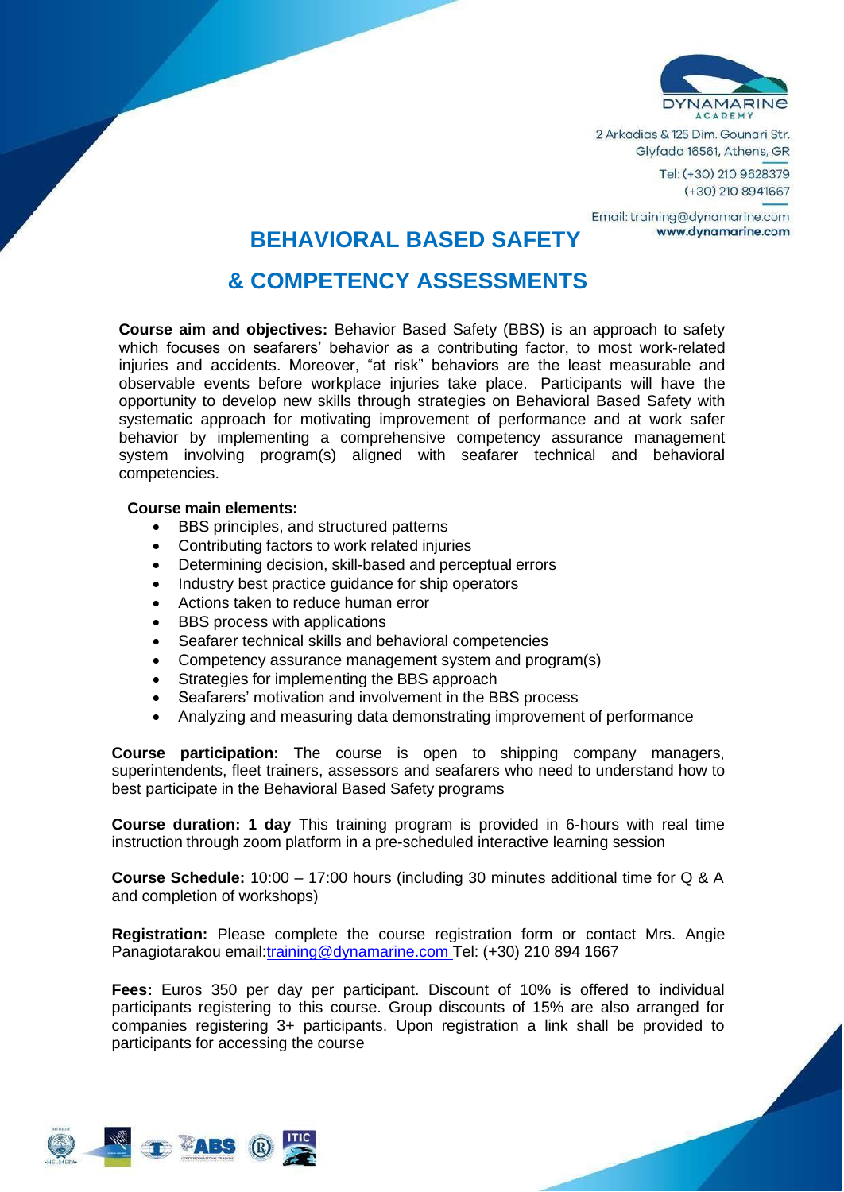DYNAMARINE ACADEMY

2 Arkadias & 125 Dim. Gounari Str.
Glyfada 16561, Athens, GR

Tel: (+30) 210 9628379
(+30) 210 8941667

Email: training@dynamarine.com
www.dynamarine.com

# BEHAVIORAL BASED SAFETY

# & COMPETENCY ASSESSMENTS

**Course aim and objectives:** Behavior Based Safety (BBS) is an approach to safety which focuses on seafarers' behavior as a contributing factor, to most work-related injuries and accidents. Moreover, "at risk" behaviors are the least measurable and observable events before workplace injuries take place. Participants will have the opportunity to develop new skills through strategies on Behavioral Based Safety with systematic approach for motivating improvement of performance and at work safer behavior by implementing a comprehensive competency assurance management system involving program(s) aligned with seafarer technical and behavioral competencies.

**Course main elements:**

- BBS principles, and structured patterns
- Contributing factors to work related injuries
- Determining decision, skill-based and perceptual errors
- Industry best practice guidance for ship operators
- Actions taken to reduce human error
- BBS process with applications
- Seafarer technical skills and behavioral competencies
- Competency assurance management system and program(s)
- Strategies for implementing the BBS approach
- Seafarers' motivation and involvement in the BBS process
- Analyzing and measuring data demonstrating improvement of performance

**Course participation:** The course is open to shipping company managers, superintendents, fleet trainers, assessors and seafarers who need to understand how to best participate in the Behavioral Based Safety programs

**Course duration: 1 day** This training program is provided in 6-hours with real time instruction through zoom platform in a pre-scheduled interactive learning session

**Course Schedule:** 10:00 – 17:00 hours (including 30 minutes additional time for Q & A and completion of workshops)

**Registration:** Please complete the course registration form or contact Mrs. Angie Panagiotarakou email:training@dynamarine.com Tel: (+30) 210 894 1667

**Fees:** Euros 350 per day per participant. Discount of 10% is offered to individual participants registering to this course. Group discounts of 15% are also arranged for companies registering 3+ participants. Upon registration a link shall be provided to participants for accessing the course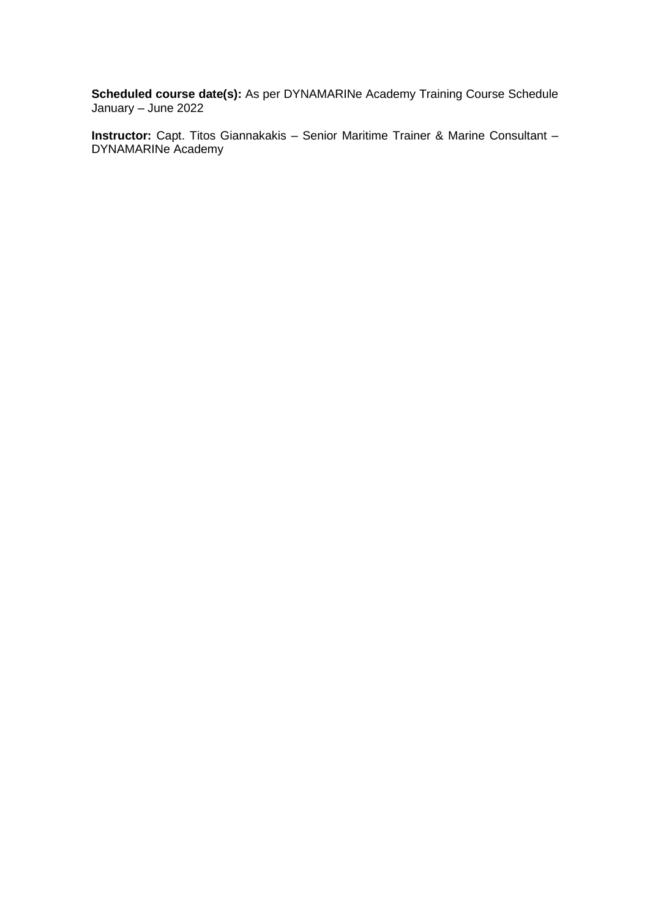**Scheduled course date(s):** As per DYNAMARINe Academy Training Course Schedule January – June 2022

**Instructor:** Capt. Titos Giannakakis – Senior Maritime Trainer & Marine Consultant – DYNAMARINe Academy